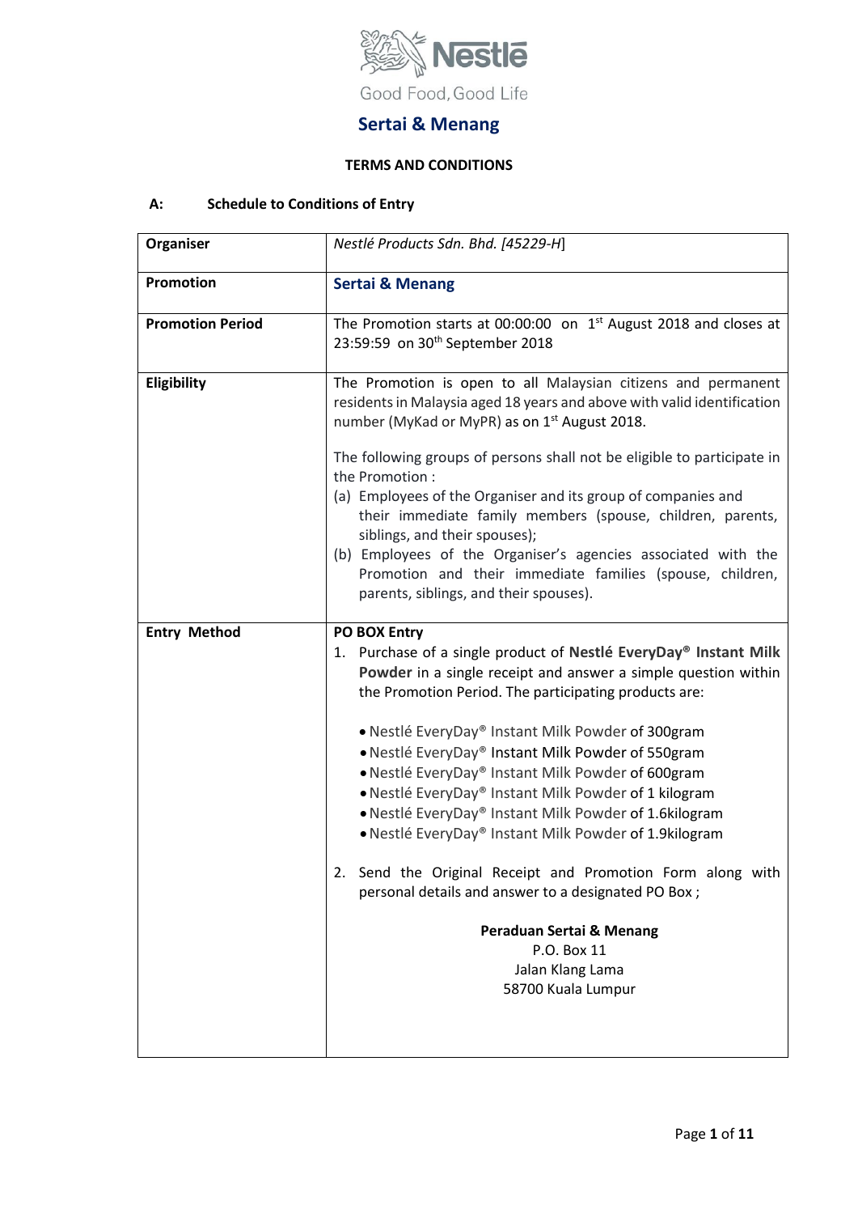Nestlé

Good Food, Good Life

# Sertai & Menang

## TERMS AND CONDITIONS

### A: Schedule to Conditions of Entry

| | |
|---|---|
| **Organiser** | *Nestlé Products Sdn. Bhd. [45229-H]* |
| **Promotion** | **Sertai & Menang** |
| **Promotion Period** | The Promotion starts at 00:00:00 on 1st August 2018 and closes at 23:59:59 on 30th September 2018 |
| **Eligibility** | The Promotion is open to all Malaysian citizens and permanent residents in Malaysia aged 18 years and above with valid identification number (MyKad or MyPR) as on 1st August 2018.<br><br>The following groups of persons shall not be eligible to participate in the Promotion :<br>(a) Employees of the Organiser and its group of companies and their immediate family members (spouse, children, parents, siblings, and their spouses);<br>(b) Employees of the Organiser's agencies associated with the Promotion and their immediate families (spouse, children, parents, siblings, and their spouses). |
| **Entry Method** | **PO BOX Entry**<br>1. Purchase of a single product of **Nestlé EveryDay® Instant Milk Powder** in a single receipt and answer a simple question within the Promotion Period. The participating products are:<br><br>• Nestlé EveryDay® Instant Milk Powder of 300gram<br>• Nestlé EveryDay® Instant Milk Powder of 550gram<br>• Nestlé EveryDay® Instant Milk Powder of 600gram<br>• Nestlé EveryDay® Instant Milk Powder of 1 kilogram<br>• Nestlé EveryDay® Instant Milk Powder of 1.6kilogram<br>• Nestlé EveryDay® Instant Milk Powder of 1.9kilogram<br><br>2. Send the Original Receipt and Promotion Form along with personal details and answer to a designated PO Box ;<br><br>**Peraduan Sertai & Menang**<br>P.O. Box 11<br>Jalan Klang Lama<br>58700 Kuala Lumpur |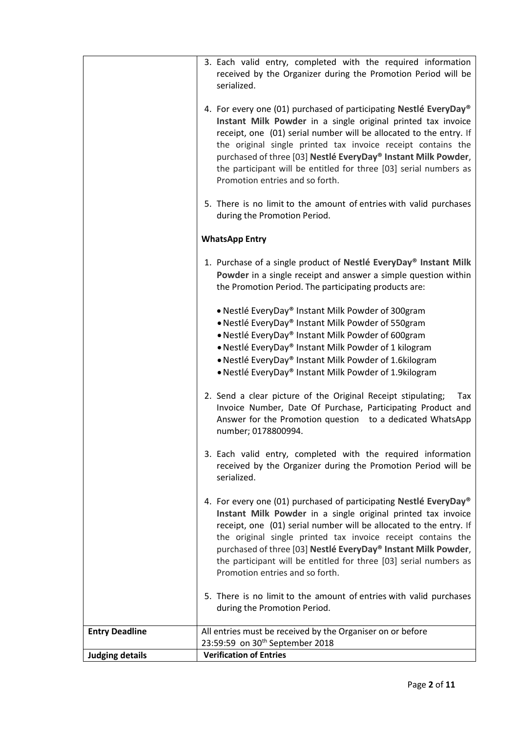| | |
|---|---|
| | 3. Each valid entry, completed with the required information received by the Organizer during the Promotion Period will be serialized.<br><br>4. For every one (01) purchased of participating **Nestlé EveryDay® Instant Milk Powder** in a single original printed tax invoice receipt, one (01) serial number will be allocated to the entry. If the original single printed tax invoice receipt contains the purchased of three [03] **Nestlé EveryDay® Instant Milk Powder**, the participant will be entitled for three [03] serial numbers as Promotion entries and so forth.<br><br>5. There is no limit to the amount of entries with valid purchases during the Promotion Period.<br><br>**WhatsApp Entry**<br><br>1. Purchase of a single product of **Nestlé EveryDay® Instant Milk Powder** in a single receipt and answer a simple question within the Promotion Period. The participating products are:<br>• Nestlé EveryDay® Instant Milk Powder of 300gram<br>• Nestlé EveryDay® Instant Milk Powder of 550gram<br>• Nestlé EveryDay® Instant Milk Powder of 600gram<br>• Nestlé EveryDay® Instant Milk Powder of 1 kilogram<br>• Nestlé EveryDay® Instant Milk Powder of 1.6kilogram<br>• Nestlé EveryDay® Instant Milk Powder of 1.9kilogram<br><br>2. Send a clear picture of the Original Receipt stipulating; Tax Invoice Number, Date Of Purchase, Participating Product and Answer for the Promotion question to a dedicated WhatsApp number; 0178800994.<br><br>3. Each valid entry, completed with the required information received by the Organizer during the Promotion Period will be serialized.<br><br>4. For every one (01) purchased of participating **Nestlé EveryDay® Instant Milk Powder** in a single original printed tax invoice receipt, one (01) serial number will be allocated to the entry. If the original single printed tax invoice receipt contains the purchased of three [03] **Nestlé EveryDay® Instant Milk Powder**, the participant will be entitled for three [03] serial numbers as Promotion entries and so forth.<br><br>5. There is no limit to the amount of entries with valid purchases during the Promotion Period. |
| **Entry Deadline** | All entries must be received by the Organiser on or before 23:59:59 on 30th September 2018 |
| **Judging details** | **Verification of Entries** |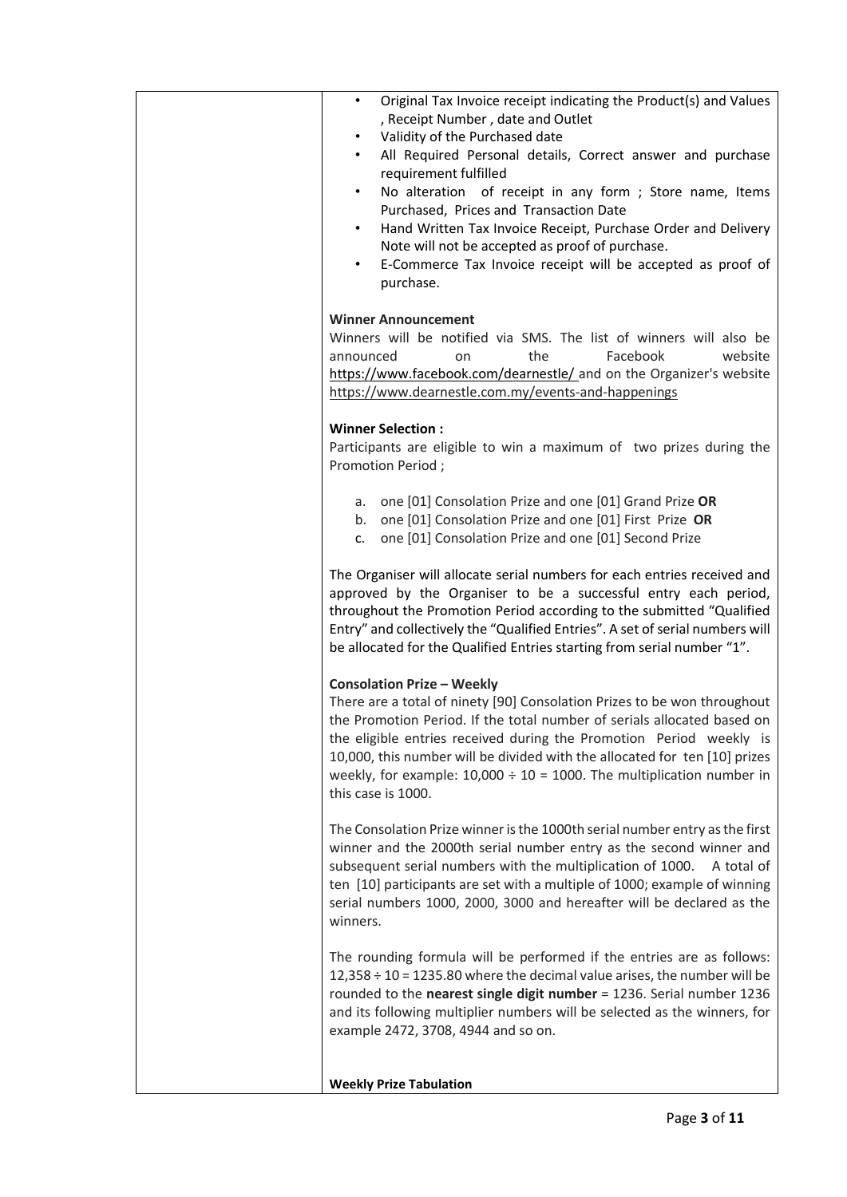- Original Tax Invoice receipt indicating the Product(s) and Values , Receipt Number , date and Outlet
- Validity of the Purchased date
- All Required Personal details, Correct answer and purchase requirement fulfilled
- No alteration of receipt in any form ; Store name, Items Purchased, Prices and Transaction Date
- Hand Written Tax Invoice Receipt, Purchase Order and Delivery Note will not be accepted as proof of purchase.
- E-Commerce Tax Invoice receipt will be accepted as proof of purchase.

**Winner Announcement**

Winners will be notified via SMS. The list of winners will also be announced on the Facebook website https://www.facebook.com/dearnestle/ and on the Organizer's website https://www.dearnestle.com.my/events-and-happenings

**Winner Selection :**

Participants are eligible to win a maximum of two prizes during the Promotion Period ;

a. one [01] Consolation Prize and one [01] Grand Prize **OR**
b. one [01] Consolation Prize and one [01] First Prize **OR**
c. one [01] Consolation Prize and one [01] Second Prize

The Organiser will allocate serial numbers for each entries received and approved by the Organiser to be a successful entry each period, throughout the Promotion Period according to the submitted "Qualified Entry" and collectively the "Qualified Entries". A set of serial numbers will be allocated for the Qualified Entries starting from serial number "1".

**Consolation Prize – Weekly**

There are a total of ninety [90] Consolation Prizes to be won throughout the Promotion Period. If the total number of serials allocated based on the eligible entries received during the Promotion Period weekly is 10,000, this number will be divided with the allocated for ten [10] prizes weekly, for example: 10,000 ÷ 10 = 1000. The multiplication number in this case is 1000.

The Consolation Prize winner is the 1000th serial number entry as the first winner and the 2000th serial number entry as the second winner and subsequent serial numbers with the multiplication of 1000. A total of ten [10] participants are set with a multiple of 1000; example of winning serial numbers 1000, 2000, 3000 and hereafter will be declared as the winners.

The rounding formula will be performed if the entries are as follows: 12,358 ÷ 10 = 1235.80 where the decimal value arises, the number will be rounded to the **nearest single digit number** = 1236. Serial number 1236 and its following multiplier numbers will be selected as the winners, for example 2472, 3708, 4944 and so on.

**Weekly Prize Tabulation**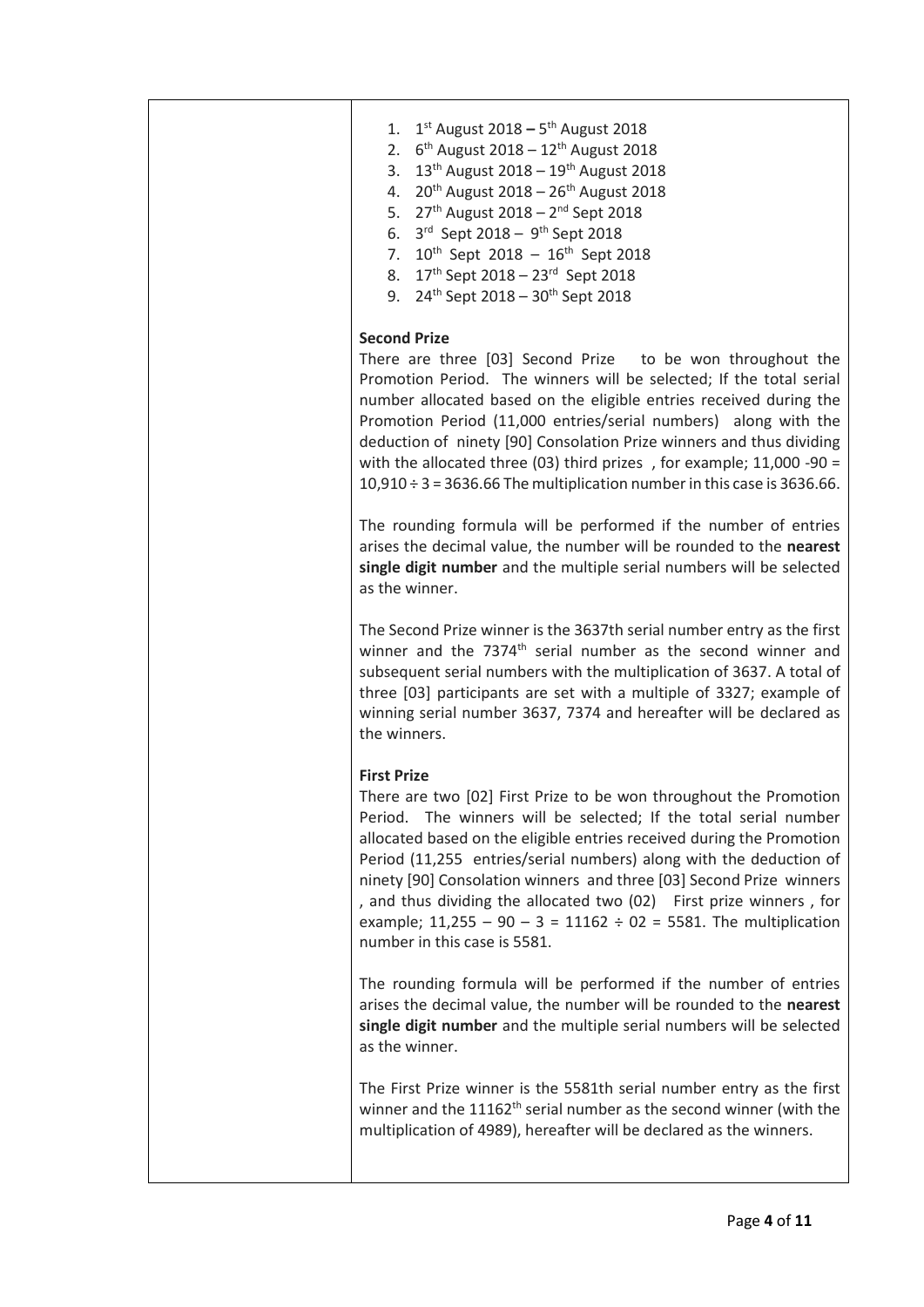| | |
|---|---|
| | 1. 1st August 2018 – 5th August 2018<br>2. 6th August 2018 – 12th August 2018<br>3. 13th August 2018 – 19th August 2018<br>4. 20th August 2018 – 26th August 2018<br>5. 27th August 2018 – 2nd Sept 2018<br>6. 3rd Sept 2018 – 9th Sept 2018<br>7. 10th Sept 2018 – 16th Sept 2018<br>8. 17th Sept 2018 – 23rd Sept 2018<br>9. 24th Sept 2018 – 30th Sept 2018<br><br>**Second Prize**<br>There are three [03] Second Prize to be won throughout the Promotion Period. The winners will be selected; If the total serial number allocated based on the eligible entries received during the Promotion Period (11,000 entries/serial numbers) along with the deduction of ninety [90] Consolation Prize winners and thus dividing with the allocated three (03) third prizes , for example; 11,000 -90 = 10,910 ÷ 3 = 3636.66 The multiplication number in this case is 3636.66.<br><br>The rounding formula will be performed if the number of entries arises the decimal value, the number will be rounded to the **nearest single digit number** and the multiple serial numbers will be selected as the winner.<br><br>The Second Prize winner is the 3637th serial number entry as the first winner and the 7374th serial number as the second winner and subsequent serial numbers with the multiplication of 3637. A total of three [03] participants are set with a multiple of 3327; example of winning serial number 3637, 7374 and hereafter will be declared as the winners.<br><br>**First Prize**<br>There are two [02] First Prize to be won throughout the Promotion Period. The winners will be selected; If the total serial number allocated based on the eligible entries received during the Promotion Period (11,255 entries/serial numbers) along with the deduction of ninety [90] Consolation winners and three [03] Second Prize winners , and thus dividing the allocated two (02) First prize winners , for example; 11,255 – 90 – 3 = 11162 ÷ 02 = 5581. The multiplication number in this case is 5581.<br><br>The rounding formula will be performed if the number of entries arises the decimal value, the number will be rounded to the **nearest single digit number** and the multiple serial numbers will be selected as the winner.<br><br>The First Prize winner is the 5581th serial number entry as the first winner and the 11162th serial number as the second winner (with the multiplication of 4989), hereafter will be declared as the winners. |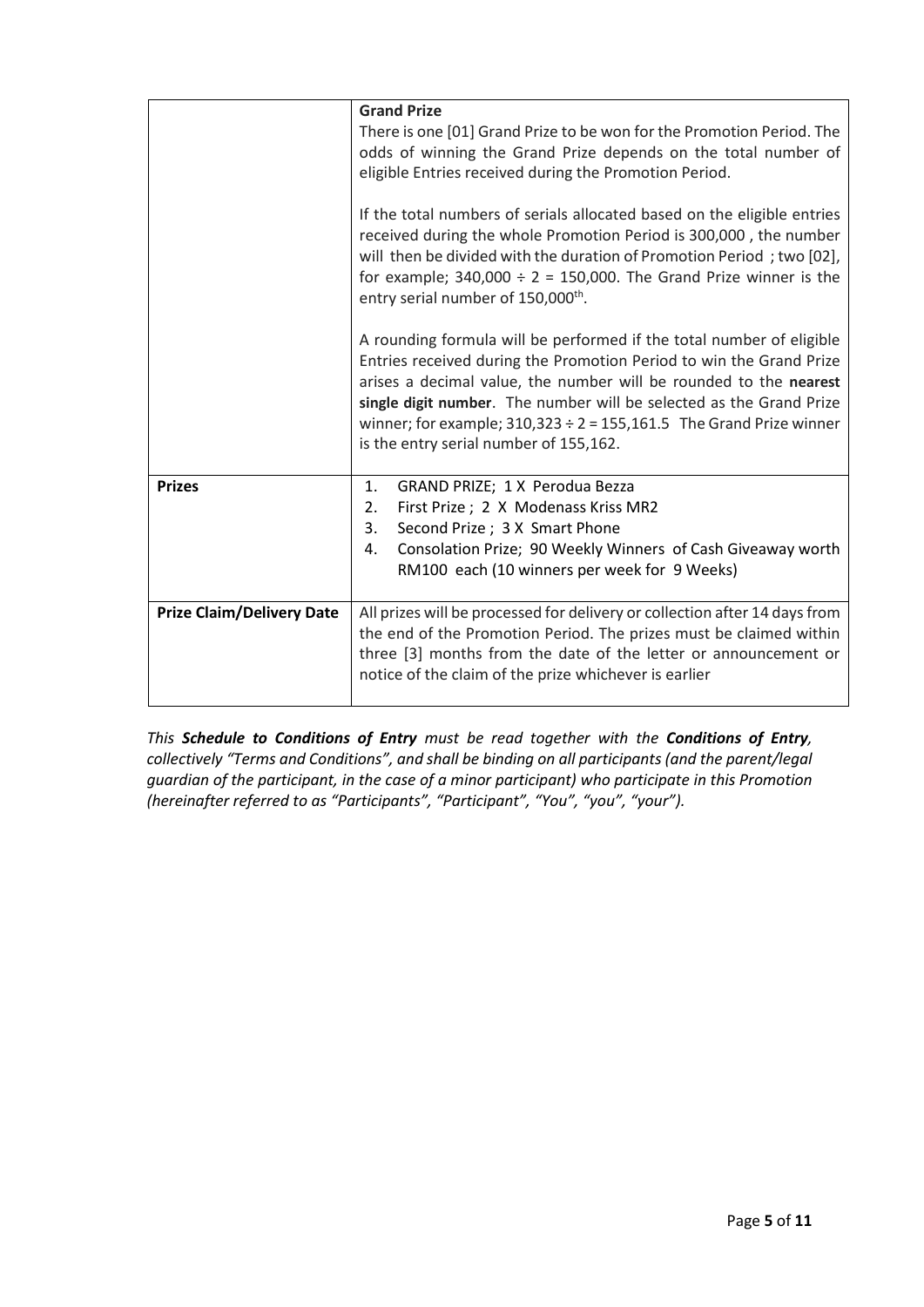| | |
|---|---|
| | **Grand Prize**<br>There is one [01] Grand Prize to be won for the Promotion Period. The odds of winning the Grand Prize depends on the total number of eligible Entries received during the Promotion Period.<br><br>If the total numbers of serials allocated based on the eligible entries received during the whole Promotion Period is 300,000 , the number will then be divided with the duration of Promotion Period ; two [02], for example; 340,000 ÷ 2 = 150,000. The Grand Prize winner is the entry serial number of 150,000th.<br><br>A rounding formula will be performed if the total number of eligible Entries received during the Promotion Period to win the Grand Prize arises a decimal value, the number will be rounded to the **nearest single digit number**. The number will be selected as the Grand Prize winner; for example; 310,323 ÷ 2 = 155,161.5 The Grand Prize winner is the entry serial number of 155,162. |
| **Prizes** | 1. GRAND PRIZE; 1 X Perodua Bezza<br>2. First Prize ; 2 X Modenass Kriss MR2<br>3. Second Prize ; 3 X Smart Phone<br>4. Consolation Prize; 90 Weekly Winners of Cash Giveaway worth RM100 each (10 winners per week for 9 Weeks) |
| **Prize Claim/Delivery Date** | All prizes will be processed for delivery or collection after 14 days from the end of the Promotion Period. The prizes must be claimed within three [3] months from the date of the letter or announcement or notice of the claim of the prize whichever is earlier |

*This **Schedule to Conditions of Entry** must be read together with the **Conditions of Entry**, collectively "Terms and Conditions", and shall be binding on all participants (and the parent/legal guardian of the participant, in the case of a minor participant) who participate in this Promotion (hereinafter referred to as "Participants", "Participant", "You", "you", "your").*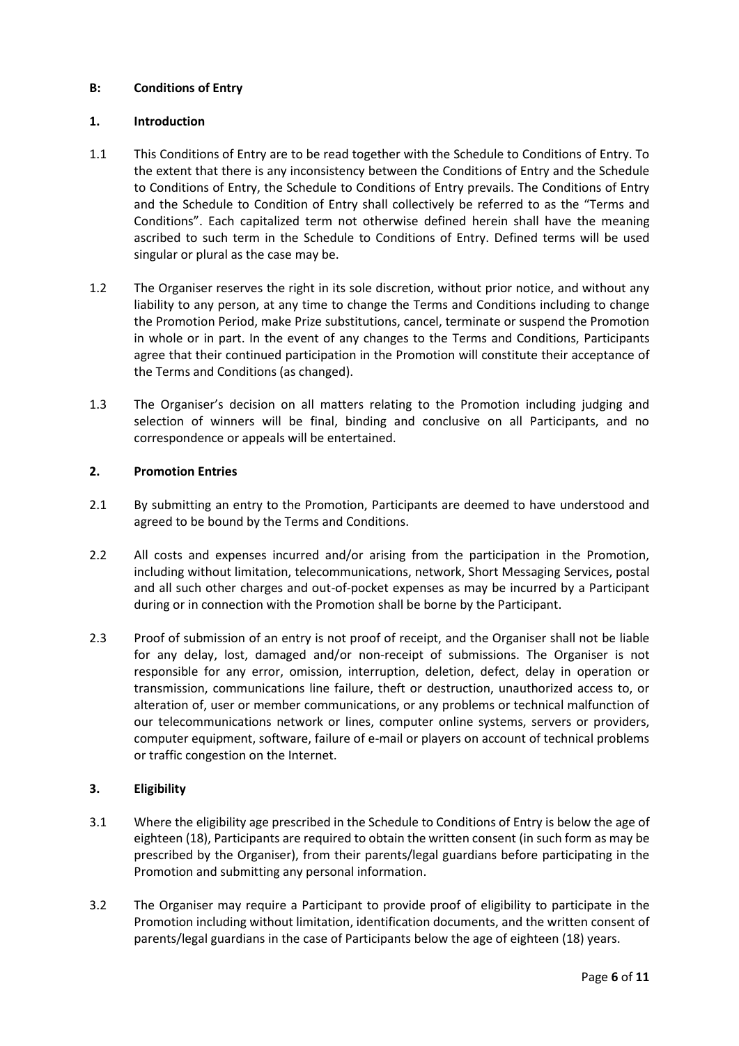## B: Conditions of Entry

### 1. Introduction

1.1 This Conditions of Entry are to be read together with the Schedule to Conditions of Entry. To the extent that there is any inconsistency between the Conditions of Entry and the Schedule to Conditions of Entry, the Schedule to Conditions of Entry prevails. The Conditions of Entry and the Schedule to Condition of Entry shall collectively be referred to as the "Terms and Conditions". Each capitalized term not otherwise defined herein shall have the meaning ascribed to such term in the Schedule to Conditions of Entry. Defined terms will be used singular or plural as the case may be.

1.2 The Organiser reserves the right in its sole discretion, without prior notice, and without any liability to any person, at any time to change the Terms and Conditions including to change the Promotion Period, make Prize substitutions, cancel, terminate or suspend the Promotion in whole or in part. In the event of any changes to the Terms and Conditions, Participants agree that their continued participation in the Promotion will constitute their acceptance of the Terms and Conditions (as changed).

1.3 The Organiser's decision on all matters relating to the Promotion including judging and selection of winners will be final, binding and conclusive on all Participants, and no correspondence or appeals will be entertained.

### 2. Promotion Entries

2.1 By submitting an entry to the Promotion, Participants are deemed to have understood and agreed to be bound by the Terms and Conditions.

2.2 All costs and expenses incurred and/or arising from the participation in the Promotion, including without limitation, telecommunications, network, Short Messaging Services, postal and all such other charges and out-of-pocket expenses as may be incurred by a Participant during or in connection with the Promotion shall be borne by the Participant.

2.3 Proof of submission of an entry is not proof of receipt, and the Organiser shall not be liable for any delay, lost, damaged and/or non-receipt of submissions. The Organiser is not responsible for any error, omission, interruption, deletion, defect, delay in operation or transmission, communications line failure, theft or destruction, unauthorized access to, or alteration of, user or member communications, or any problems or technical malfunction of our telecommunications network or lines, computer online systems, servers or providers, computer equipment, software, failure of e-mail or players on account of technical problems or traffic congestion on the Internet.

### 3. Eligibility

3.1 Where the eligibility age prescribed in the Schedule to Conditions of Entry is below the age of eighteen (18), Participants are required to obtain the written consent (in such form as may be prescribed by the Organiser), from their parents/legal guardians before participating in the Promotion and submitting any personal information.

3.2 The Organiser may require a Participant to provide proof of eligibility to participate in the Promotion including without limitation, identification documents, and the written consent of parents/legal guardians in the case of Participants below the age of eighteen (18) years.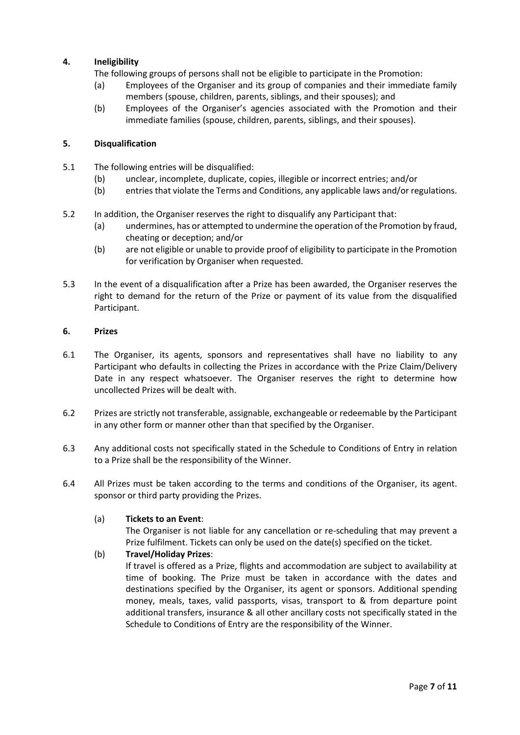## 4. Ineligibility

The following groups of persons shall not be eligible to participate in the Promotion:

(a) Employees of the Organiser and its group of companies and their immediate family members (spouse, children, parents, siblings, and their spouses); and

(b) Employees of the Organiser's agencies associated with the Promotion and their immediate families (spouse, children, parents, siblings, and their spouses).

## 5. Disqualification

5.1 The following entries will be disqualified:

(b) unclear, incomplete, duplicate, copies, illegible or incorrect entries; and/or

(b) entries that violate the Terms and Conditions, any applicable laws and/or regulations.

5.2 In addition, the Organiser reserves the right to disqualify any Participant that:

(a) undermines, has or attempted to undermine the operation of the Promotion by fraud, cheating or deception; and/or

(b) are not eligible or unable to provide proof of eligibility to participate in the Promotion for verification by Organiser when requested.

5.3 In the event of a disqualification after a Prize has been awarded, the Organiser reserves the right to demand for the return of the Prize or payment of its value from the disqualified Participant.

## 6. Prizes

6.1 The Organiser, its agents, sponsors and representatives shall have no liability to any Participant who defaults in collecting the Prizes in accordance with the Prize Claim/Delivery Date in any respect whatsoever. The Organiser reserves the right to determine how uncollected Prizes will be dealt with.

6.2 Prizes are strictly not transferable, assignable, exchangeable or redeemable by the Participant in any other form or manner other than that specified by the Organiser.

6.3 Any additional costs not specifically stated in the Schedule to Conditions of Entry in relation to a Prize shall be the responsibility of the Winner.

6.4 All Prizes must be taken according to the terms and conditions of the Organiser, its agent. sponsor or third party providing the Prizes.

(a) **Tickets to an Event**:
The Organiser is not liable for any cancellation or re-scheduling that may prevent a Prize fulfilment. Tickets can only be used on the date(s) specified on the ticket.

(b) **Travel/Holiday Prizes**:
If travel is offered as a Prize, flights and accommodation are subject to availability at time of booking. The Prize must be taken in accordance with the dates and destinations specified by the Organiser, its agent or sponsors. Additional spending money, meals, taxes, valid passports, visas, transport to & from departure point additional transfers, insurance & all other ancillary costs not specifically stated in the Schedule to Conditions of Entry are the responsibility of the Winner.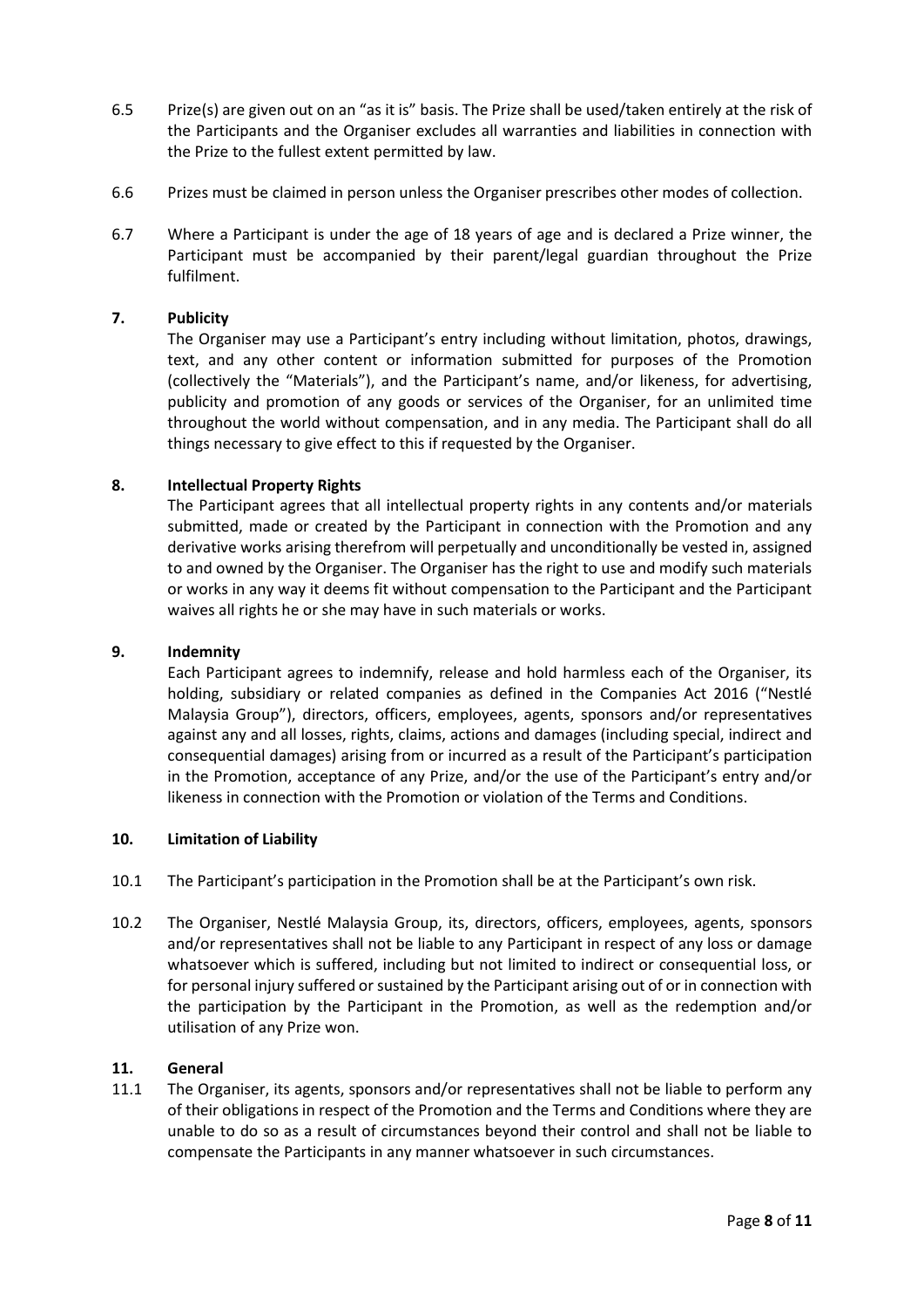6.5 Prize(s) are given out on an "as it is" basis. The Prize shall be used/taken entirely at the risk of the Participants and the Organiser excludes all warranties and liabilities in connection with the Prize to the fullest extent permitted by law.

6.6 Prizes must be claimed in person unless the Organiser prescribes other modes of collection.

6.7 Where a Participant is under the age of 18 years of age and is declared a Prize winner, the Participant must be accompanied by their parent/legal guardian throughout the Prize fulfilment.

**7. Publicity**

The Organiser may use a Participant's entry including without limitation, photos, drawings, text, and any other content or information submitted for purposes of the Promotion (collectively the "Materials"), and the Participant's name, and/or likeness, for advertising, publicity and promotion of any goods or services of the Organiser, for an unlimited time throughout the world without compensation, and in any media. The Participant shall do all things necessary to give effect to this if requested by the Organiser.

**8. Intellectual Property Rights**

The Participant agrees that all intellectual property rights in any contents and/or materials submitted, made or created by the Participant in connection with the Promotion and any derivative works arising therefrom will perpetually and unconditionally be vested in, assigned to and owned by the Organiser. The Organiser has the right to use and modify such materials or works in any way it deems fit without compensation to the Participant and the Participant waives all rights he or she may have in such materials or works.

**9. Indemnity**

Each Participant agrees to indemnify, release and hold harmless each of the Organiser, its holding, subsidiary or related companies as defined in the Companies Act 2016 ("Nestlé Malaysia Group"), directors, officers, employees, agents, sponsors and/or representatives against any and all losses, rights, claims, actions and damages (including special, indirect and consequential damages) arising from or incurred as a result of the Participant's participation in the Promotion, acceptance of any Prize, and/or the use of the Participant's entry and/or likeness in connection with the Promotion or violation of the Terms and Conditions.

**10. Limitation of Liability**

10.1 The Participant's participation in the Promotion shall be at the Participant's own risk.

10.2 The Organiser, Nestlé Malaysia Group, its, directors, officers, employees, agents, sponsors and/or representatives shall not be liable to any Participant in respect of any loss or damage whatsoever which is suffered, including but not limited to indirect or consequential loss, or for personal injury suffered or sustained by the Participant arising out of or in connection with the participation by the Participant in the Promotion, as well as the redemption and/or utilisation of any Prize won.

**11. General**

11.1 The Organiser, its agents, sponsors and/or representatives shall not be liable to perform any of their obligations in respect of the Promotion and the Terms and Conditions where they are unable to do so as a result of circumstances beyond their control and shall not be liable to compensate the Participants in any manner whatsoever in such circumstances.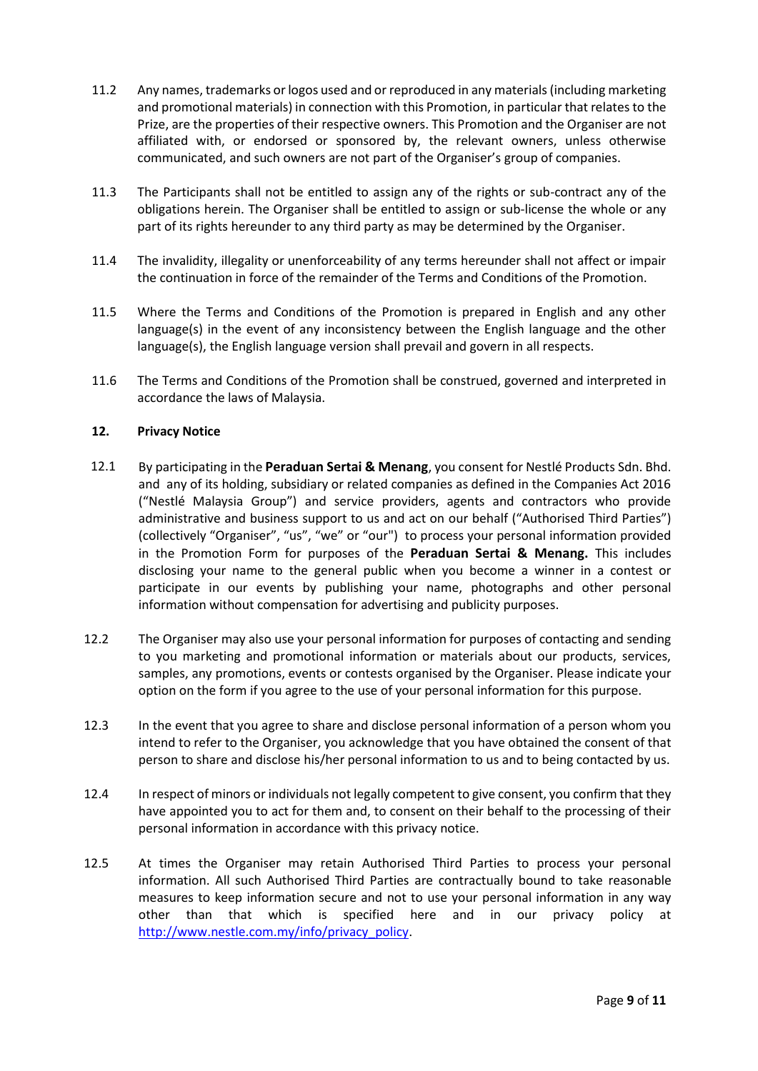11.2 Any names, trademarks or logos used and or reproduced in any materials (including marketing and promotional materials) in connection with this Promotion, in particular that relates to the Prize, are the properties of their respective owners. This Promotion and the Organiser are not affiliated with, or endorsed or sponsored by, the relevant owners, unless otherwise communicated, and such owners are not part of the Organiser's group of companies.

11.3 The Participants shall not be entitled to assign any of the rights or sub-contract any of the obligations herein. The Organiser shall be entitled to assign or sub-license the whole or any part of its rights hereunder to any third party as may be determined by the Organiser.

11.4 The invalidity, illegality or unenforceability of any terms hereunder shall not affect or impair the continuation in force of the remainder of the Terms and Conditions of the Promotion.

11.5 Where the Terms and Conditions of the Promotion is prepared in English and any other language(s) in the event of any inconsistency between the English language and the other language(s), the English language version shall prevail and govern in all respects.

11.6 The Terms and Conditions of the Promotion shall be construed, governed and interpreted in accordance the laws of Malaysia.

## 12. Privacy Notice

12.1 By participating in the **Peraduan Sertai & Menang**, you consent for Nestlé Products Sdn. Bhd. and any of its holding, subsidiary or related companies as defined in the Companies Act 2016 ("Nestlé Malaysia Group") and service providers, agents and contractors who provide administrative and business support to us and act on our behalf ("Authorised Third Parties") (collectively "Organiser", "us", "we" or "our") to process your personal information provided in the Promotion Form for purposes of the **Peraduan Sertai & Menang.** This includes disclosing your name to the general public when you become a winner in a contest or participate in our events by publishing your name, photographs and other personal information without compensation for advertising and publicity purposes.

12.2 The Organiser may also use your personal information for purposes of contacting and sending to you marketing and promotional information or materials about our products, services, samples, any promotions, events or contests organised by the Organiser. Please indicate your option on the form if you agree to the use of your personal information for this purpose.

12.3 In the event that you agree to share and disclose personal information of a person whom you intend to refer to the Organiser, you acknowledge that you have obtained the consent of that person to share and disclose his/her personal information to us and to being contacted by us.

12.4 In respect of minors or individuals not legally competent to give consent, you confirm that they have appointed you to act for them and, to consent on their behalf to the processing of their personal information in accordance with this privacy notice.

12.5 At times the Organiser may retain Authorised Third Parties to process your personal information. All such Authorised Third Parties are contractually bound to take reasonable measures to keep information secure and not to use your personal information in any way other than that which is specified here and in our privacy policy at http://www.nestle.com.my/info/privacy_policy.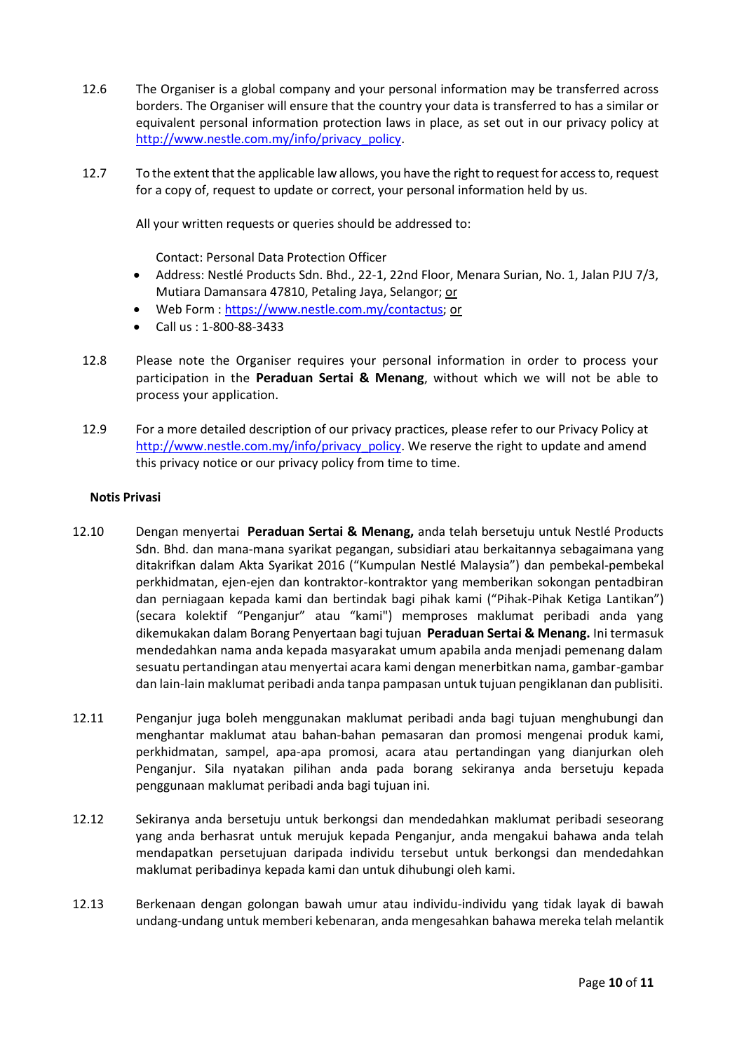12.6 The Organiser is a global company and your personal information may be transferred across borders. The Organiser will ensure that the country your data is transferred to has a similar or equivalent personal information protection laws in place, as set out in our privacy policy at http://www.nestle.com.my/info/privacy_policy.

12.7 To the extent that the applicable law allows, you have the right to request for access to, request for a copy of, request to update or correct, your personal information held by us.

All your written requests or queries should be addressed to:

Contact: Personal Data Protection Officer

- Address: Nestlé Products Sdn. Bhd., 22-1, 22nd Floor, Menara Surian, No. 1, Jalan PJU 7/3, Mutiara Damansara 47810, Petaling Jaya, Selangor; or
- Web Form : https://www.nestle.com.my/contactus; or
- Call us : 1-800-88-3433

12.8 Please note the Organiser requires your personal information in order to process your participation in the **Peraduan Sertai & Menang**, without which we will not be able to process your application.

12.9 For a more detailed description of our privacy practices, please refer to our Privacy Policy at http://www.nestle.com.my/info/privacy_policy. We reserve the right to update and amend this privacy notice or our privacy policy from time to time.

**Notis Privasi**

12.10 Dengan menyertai **Peraduan Sertai & Menang,** anda telah bersetuju untuk Nestlé Products Sdn. Bhd. dan mana-mana syarikat pegangan, subsidiari atau berkaitannya sebagaimana yang ditakrifkan dalam Akta Syarikat 2016 ("Kumpulan Nestlé Malaysia") dan pembekal-pembekal perkhidmatan, ejen-ejen dan kontraktor-kontraktor yang memberikan sokongan pentadbiran dan perniagaan kepada kami dan bertindak bagi pihak kami ("Pihak-Pihak Ketiga Lantikan") (secara kolektif "Penganjur" atau "kami") memproses maklumat peribadi anda yang dikemukakan dalam Borang Penyertaan bagi tujuan **Peraduan Sertai & Menang.** Ini termasuk mendedahkan nama anda kepada masyarakat umum apabila anda menjadi pemenang dalam sesuatu pertandingan atau menyertai acara kami dengan menerbitkan nama, gambar-gambar dan lain-lain maklumat peribadi anda tanpa pampasan untuk tujuan pengiklanan dan publisiti.

12.11 Penganjur juga boleh menggunakan maklumat peribadi anda bagi tujuan menghubungi dan menghantar maklumat atau bahan-bahan pemasaran dan promosi mengenai produk kami, perkhidmatan, sampel, apa-apa promosi, acara atau pertandingan yang dianjurkan oleh Penganjur. Sila nyatakan pilihan anda pada borang sekiranya anda bersetuju kepada penggunaan maklumat peribadi anda bagi tujuan ini.

12.12 Sekiranya anda bersetuju untuk berkongsi dan mendedahkan maklumat peribadi seseorang yang anda berhasrat untuk merujuk kepada Penganjur, anda mengakui bahawa anda telah mendapatkan persetujuan daripada individu tersebut untuk berkongsi dan mendedahkan maklumat peribadinya kepada kami dan untuk dihubungi oleh kami.

12.13 Berkenaan dengan golongan bawah umur atau individu-individu yang tidak layak di bawah undang-undang untuk memberi kebenaran, anda mengesahkan bahawa mereka telah melantik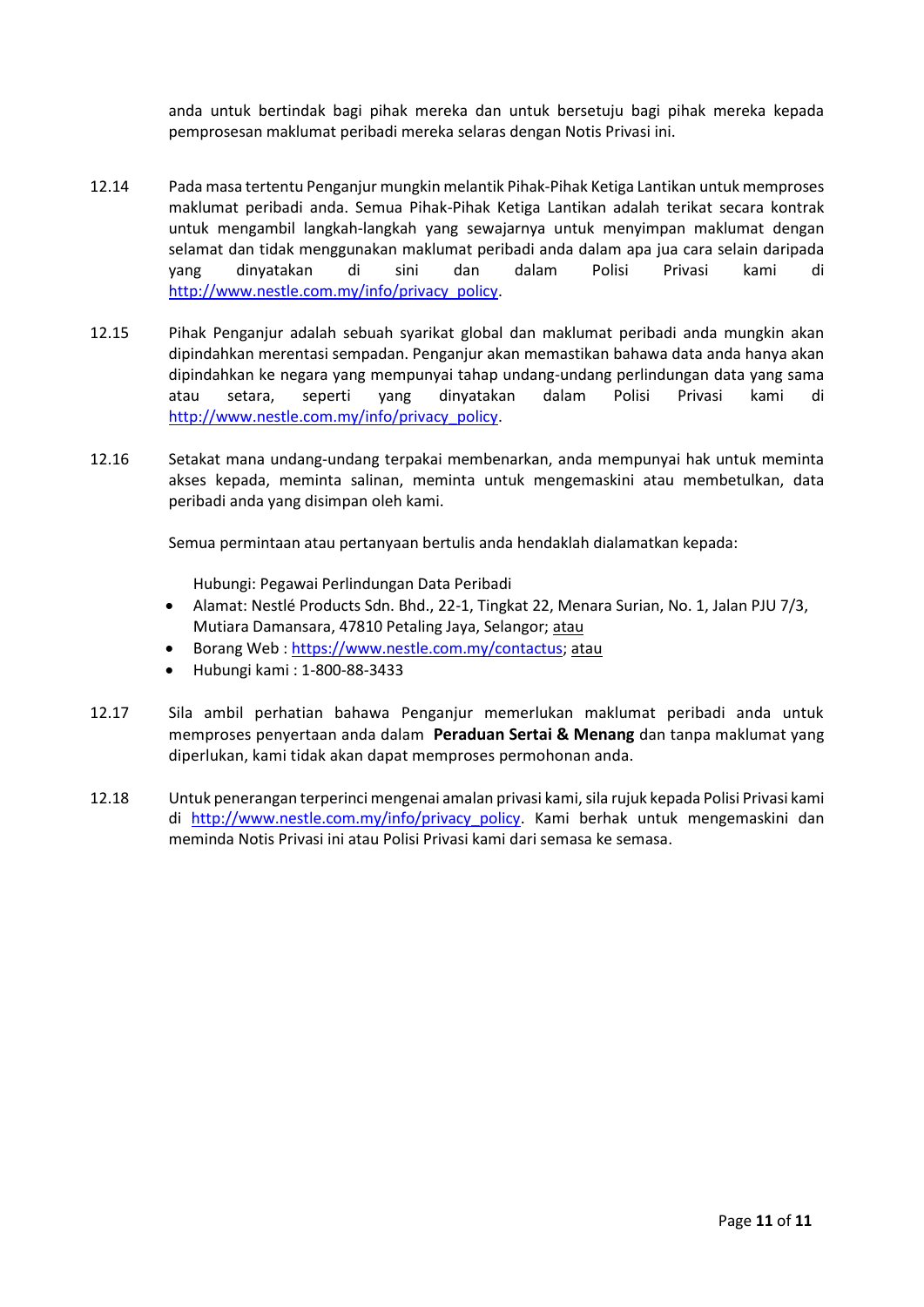anda untuk bertindak bagi pihak mereka dan untuk bersetuju bagi pihak mereka kepada pemprosesan maklumat peribadi mereka selaras dengan Notis Privasi ini.

12.14 Pada masa tertentu Penganjur mungkin melantik Pihak-Pihak Ketiga Lantikan untuk memproses maklumat peribadi anda. Semua Pihak-Pihak Ketiga Lantikan adalah terikat secara kontrak untuk mengambil langkah-langkah yang sewajarnya untuk menyimpan maklumat dengan selamat dan tidak menggunakan maklumat peribadi anda dalam apa jua cara selain daripada yang dinyatakan di sini dan dalam Polisi Privasi kami di [http://www.nestle.com.my/info/privacy_policy](http://www.nestle.com.my/info/privacy_policy).

12.15 Pihak Penganjur adalah sebuah syarikat global dan maklumat peribadi anda mungkin akan dipindahkan merentasi sempadan. Penganjur akan memastikan bahawa data anda hanya akan dipindahkan ke negara yang mempunyai tahap undang-undang perlindungan data yang sama atau setara, seperti yang dinyatakan dalam Polisi Privasi kami di [http://www.nestle.com.my/info/privacy_policy](http://www.nestle.com.my/info/privacy_policy).

12.16 Setakat mana undang-undang terpakai membenarkan, anda mempunyai hak untuk meminta akses kepada, meminta salinan, meminta untuk mengemaskini atau membetulkan, data peribadi anda yang disimpan oleh kami.

Semua permintaan atau pertanyaan bertulis anda hendaklah dialamatkan kepada:

Hubungi: Pegawai Perlindungan Data Peribadi

- Alamat: Nestlé Products Sdn. Bhd., 22-1, Tingkat 22, Menara Surian, No. 1, Jalan PJU 7/3, Mutiara Damansara, 47810 Petaling Jaya, Selangor; atau
- Borang Web : [https://www.nestle.com.my/contactus](https://www.nestle.com.my/contactus); atau
- Hubungi kami : 1-800-88-3433

12.17 Sila ambil perhatian bahawa Penganjur memerlukan maklumat peribadi anda untuk memproses penyertaan anda dalam **Peraduan Sertai & Menang** dan tanpa maklumat yang diperlukan, kami tidak akan dapat memproses permohonan anda.

12.18 Untuk penerangan terperinci mengenai amalan privasi kami, sila rujuk kepada Polisi Privasi kami di [http://www.nestle.com.my/info/privacy_policy](http://www.nestle.com.my/info/privacy_policy). Kami berhak untuk mengemaskini dan meminda Notis Privasi ini atau Polisi Privasi kami dari semasa ke semasa.